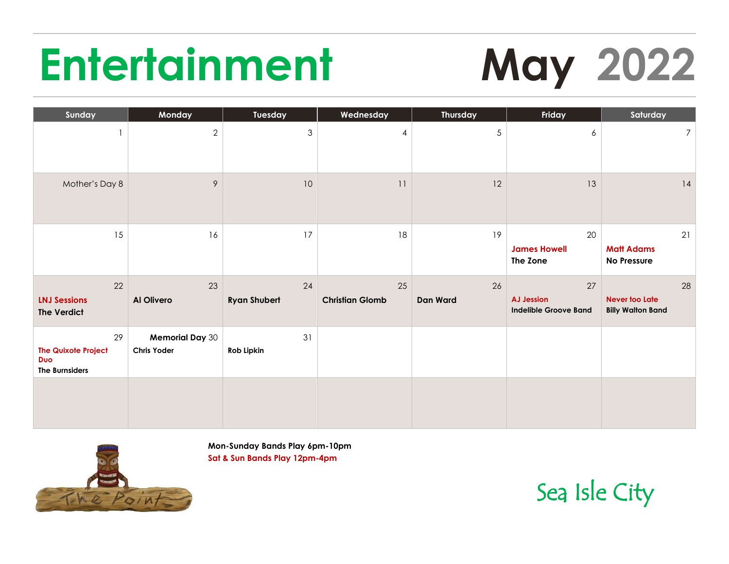# Entertainment

# May 2022

| Sunday | Monday | Tuesday | Wednesday | Thursday | Friday | Saturday |
|---|---|---|---|---|---|---|
| 1 | 2 | 3 | 4 | 5 | 6 | 7 |
| Mother's Day 8 | 9 | 10 | 11 | 12 | 13 | 14 |
| 15 | 16 | 17 | 18 | 19 | 20 **James Howell** **The Zone** | 21 **Matt Adams** **No Pressure** |
| 22 **LNJ Sessions** **The Verdict** | 23 **Al Olivero** | 24 **Ryan Shubert** | 25 **Christian Glomb** | 26 **Dan Ward** | 27 **AJ Jession** **Indelible Groove Band** | 28 **Never too Late** **Billy Walton Band** |
| 29 **The Quixote Project Duo** **The Burnsiders** | **Memorial Day** 30 **Chris Yoder** | 31 **Rob Lipkin** | | | | |
| | | | | | | |

**Mon-Sunday Bands Play 6pm-10pm**
**Sat & Sun Bands Play 12pm-4pm**

The Point

Sea Isle City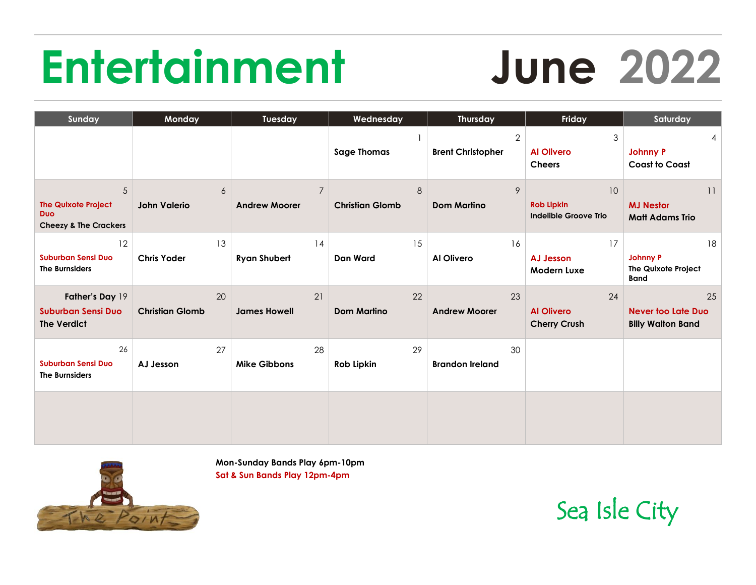# Entertainment June 2022

| Sunday | Monday | Tuesday | Wednesday | Thursday | Friday | Saturday |
| --- | --- | --- | --- | --- | --- | --- |
| | | | 1 Sage Thomas | 2 Brent Christopher | 3 Al Olivero<br>Cheers | 4 Johnny P<br>Coast to Coast |
| 5 The Quixote Project Duo<br>Cheezy & The Crackers | 6 John Valerio | 7 Andrew Moorer | 8 Christian Glomb | 9 Dom Martino | 10 Rob Lipkin<br>Indelible Groove Trio | 11 MJ Nestor<br>Matt Adams Trio |
| 12 Suburban Sensi Duo<br>The Burnsiders | 13 Chris Yoder | 14 Ryan Shubert | 15 Dan Ward | 16 Al Olivero | 17 AJ Jesson<br>Modern Luxe | 18 Johnny P<br>The Quixote Project Band |
| Father's Day 19 Suburban Sensi Duo<br>The Verdict | 20 Christian Glomb | 21 James Howell | 22 Dom Martino | 23 Andrew Moorer | 24 Al Olivero<br>Cherry Crush | 25 Never too Late Duo<br>Billy Walton Band |
| 26 Suburban Sensi Duo<br>The Burnsiders | 27 AJ Jesson | 28 Mike Gibbons | 29 Rob Lipkin | 30 Brandon Ireland | | |
| | | | | | | |

Mon-Sunday Bands Play 6pm-10pm
Sat & Sun Bands Play 12pm-4pm

The Point

Sea Isle City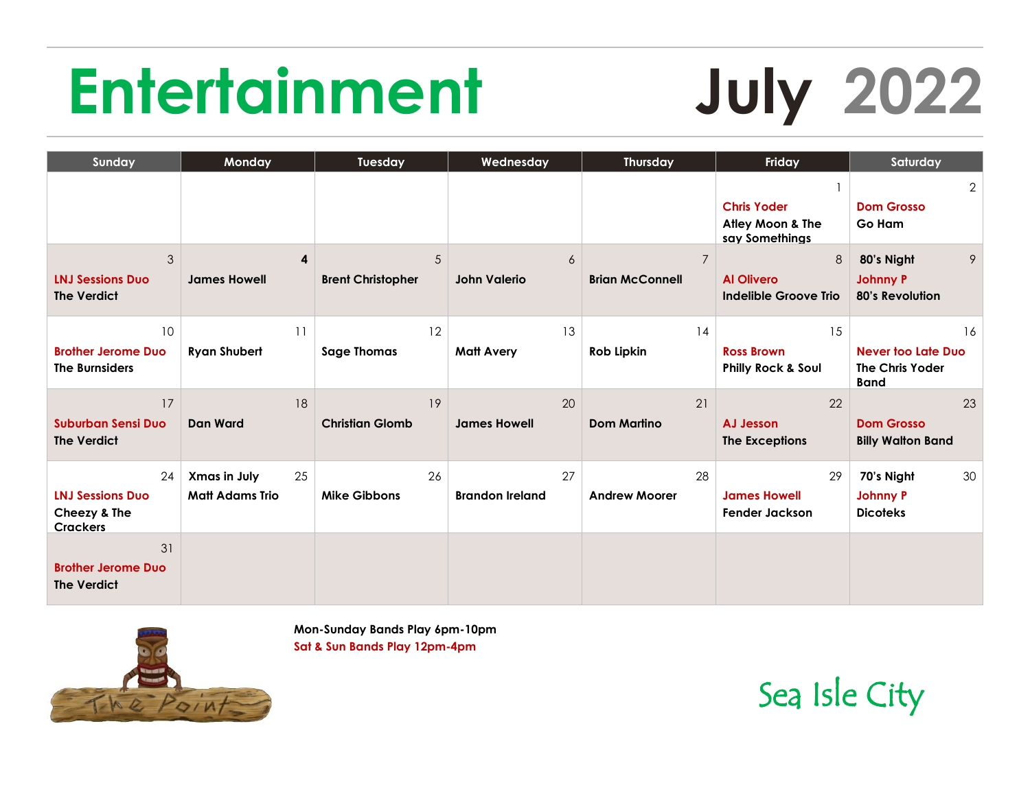# Entertainment

# July 2022

| Sunday | Monday | Tuesday | Wednesday | Thursday | Friday | Saturday |
|---|---|---|---|---|---|---|
| | | | | | 1<br>Chris Yoder<br>Atley Moon & The say Somethings | 2<br>Dom Grosso<br>Go Ham |
| 3<br>LNJ Sessions Duo<br>The Verdict | 4<br>James Howell | 5<br>Brent Christopher | 6<br>John Valerio | 7<br>Brian McConnell | 8<br>Al Olivero<br>Indelible Groove Trio | 9<br>80's Night<br>Johnny P<br>80's Revolution |
| 10<br>Brother Jerome Duo<br>The Burnsiders | 11<br>Ryan Shubert | 12<br>Sage Thomas | 13<br>Matt Avery | 14<br>Rob Lipkin | 15<br>Ross Brown<br>Philly Rock & Soul | 16<br>Never too Late Duo<br>The Chris Yoder Band |
| 17<br>Suburban Sensi Duo<br>The Verdict | 18<br>Dan Ward | 19<br>Christian Glomb | 20<br>James Howell | 21<br>Dom Martino | 22<br>AJ Jesson<br>The Exceptions | 23<br>Dom Grosso<br>Billy Walton Band |
| 24<br>LNJ Sessions Duo<br>Cheezy & The Crackers | 25<br>Xmas in July<br>Matt Adams Trio | 26<br>Mike Gibbons | 27<br>Brandon Ireland | 28<br>Andrew Moorer | 29<br>James Howell<br>Fender Jackson | 30<br>70's Night<br>Johnny P<br>Dicoteks |
| 31<br>Brother Jerome Duo<br>The Verdict | | | | | | |

**Mon-Sunday Bands Play 6pm-10pm**

**Sat & Sun Bands Play 12pm-4pm**

The Point

Sea Isle City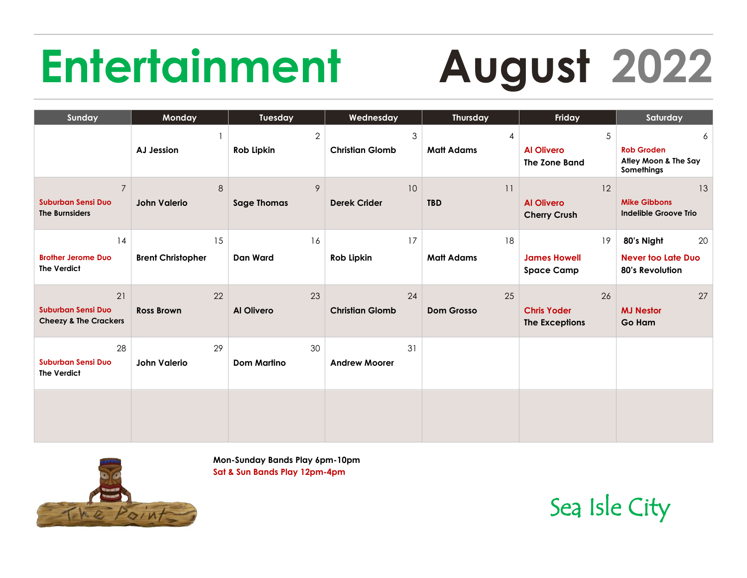# Entertainment August 2022

| Sunday | Monday | Tuesday | Wednesday | Thursday | Friday | Saturday |
|---|---|---|---|---|---|---|
| | 1<br>AJ Jession | 2<br>Rob Lipkin | 3<br>Christian Glomb | 4<br>Matt Adams | 5<br>Al Olivero<br>The Zone Band | 6<br>Rob Groden<br>Atley Moon & The Say Somethings |
| 7<br>Suburban Sensi Duo<br>The Burnsiders | 8<br>John Valerio | 9<br>Sage Thomas | 10<br>Derek Crider | 11<br>TBD | 12<br>Al Olivero<br>Cherry Crush | 13<br>Mike Gibbons<br>Indelible Groove Trio |
| 14<br>Brother Jerome Duo<br>The Verdict | 15<br>Brent Christopher | 16<br>Dan Ward | 17<br>Rob Lipkin | 18<br>Matt Adams | 19<br>James Howell<br>Space Camp | 20<br>80's Night<br>Never too Late Duo<br>80's Revolution |
| 21<br>Suburban Sensi Duo<br>Cheezy & The Crackers | 22<br>Ross Brown | 23<br>Al Olivero | 24<br>Christian Glomb | 25<br>Dom Grosso | 26<br>Chris Yoder<br>The Exceptions | 27<br>MJ Nestor<br>Go Ham |
| 28<br>Suburban Sensi Duo<br>The Verdict | 29<br>John Valerio | 30<br>Dom Martino | 31<br>Andrew Moorer | | | |
| | | | | | | |

**Mon-Sunday Bands Play 6pm-10pm**
**Sat & Sun Bands Play 12pm-4pm**

The Point

Sea Isle City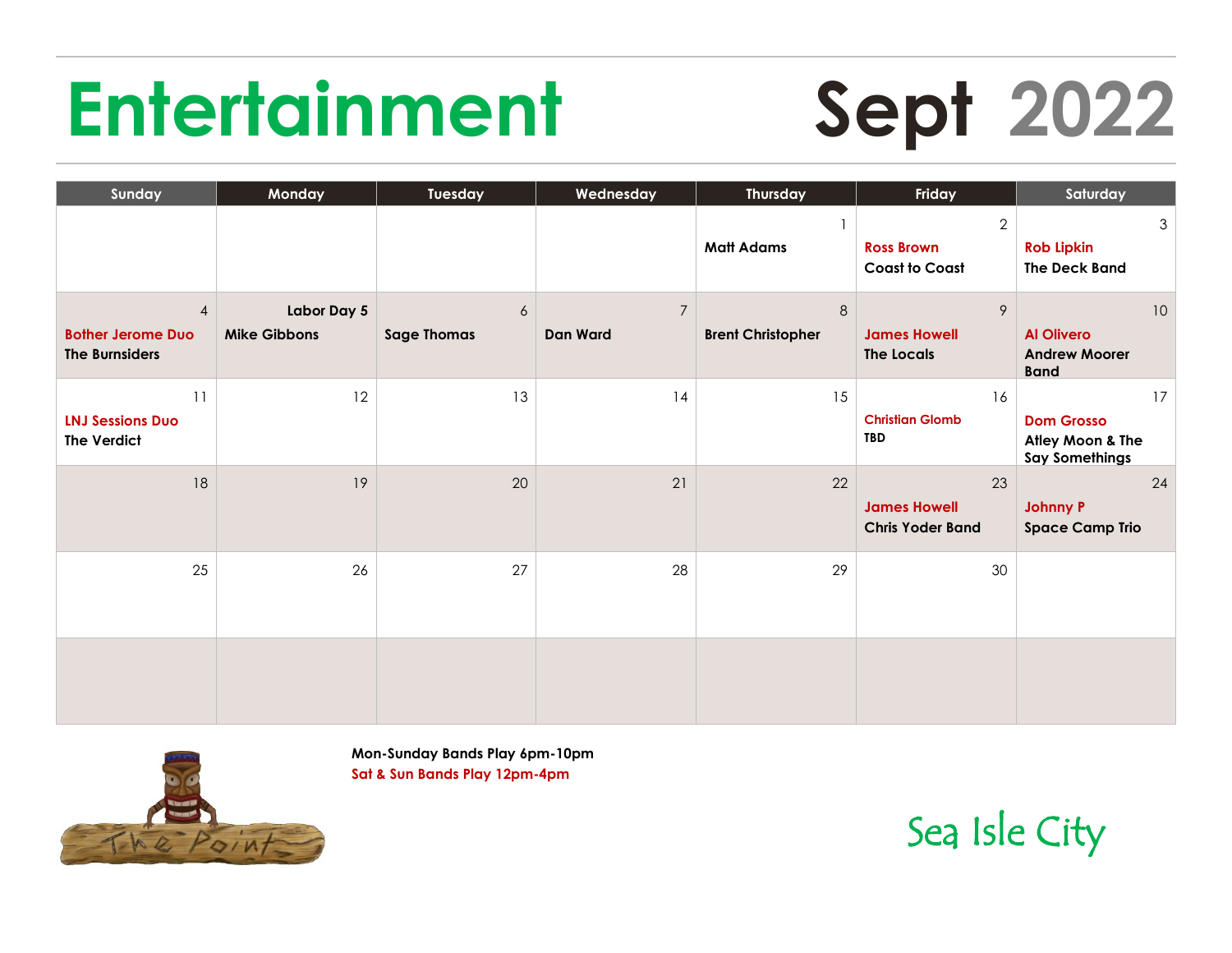# Entertainment

# Sept 2022

| Sunday | Monday | Tuesday | Wednesday | Thursday | Friday | Saturday |
|---|---|---|---|---|---|---|
| | | | | 1 Matt Adams | 2 Ross Brown, Coast to Coast | 3 Rob Lipkin, The Deck Band |
| 4 Bother Jerome Duo, The Burnsiders | Labor Day 5 Mike Gibbons | 6 Sage Thomas | 7 Dan Ward | 8 Brent Christopher | 9 James Howell, The Locals | 10 Al Olivero, Andrew Moorer Band |
| 11 LNJ Sessions Duo, The Verdict | 12 | 13 | 14 | 15 | 16 Christian Glomb, TBD | 17 Dom Grosso, Atley Moon & The Say Somethings |
| 18 | 19 | 20 | 21 | 22 | 23 James Howell, Chris Yoder Band | 24 Johnny P, Space Camp Trio |
| 25 | 26 | 27 | 28 | 29 | 30 | |
| | | | | | | |

The Point

**Mon-Sunday Bands Play 6pm-10pm**
**Sat & Sun Bands Play 12pm-4pm**

Sea Isle City